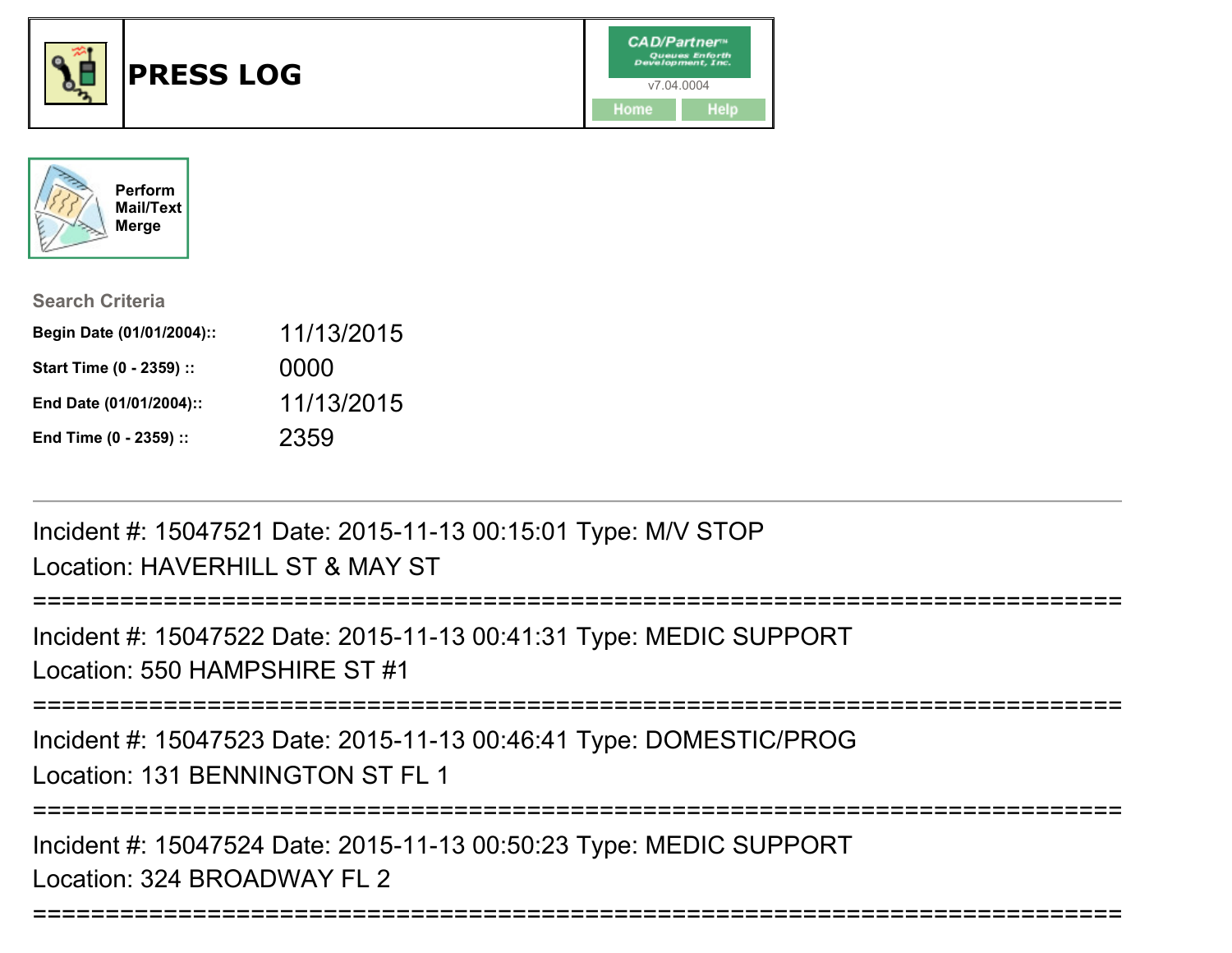# PRESS LOG

CAD/Partner™
Queues Enforth Development, Inc.
v7.04.0004

Home Help

Perform Mail/Text Merge

**Search Criteria**

| | |
|---|---|
| **Begin Date (01/01/2004)::** | 11/13/2015 |
| **Start Time (0 - 2359) ::** | 0000 |
| **End Date (01/01/2004)::** | 11/13/2015 |
| **End Time (0 - 2359) ::** | 2359 |

---

Incident #: 15047521 Date: 2015-11-13 00:15:01 Type: M/V STOP
Location: HAVERHILL ST & MAY ST

===========================================================================

Incident #: 15047522 Date: 2015-11-13 00:41:31 Type: MEDIC SUPPORT
Location: 550 HAMPSHIRE ST #1

===========================================================================

Incident #: 15047523 Date: 2015-11-13 00:46:41 Type: DOMESTIC/PROG
Location: 131 BENNINGTON ST FL 1

===========================================================================

Incident #: 15047524 Date: 2015-11-13 00:50:23 Type: MEDIC SUPPORT
Location: 324 BROADWAY FL 2

===========================================================================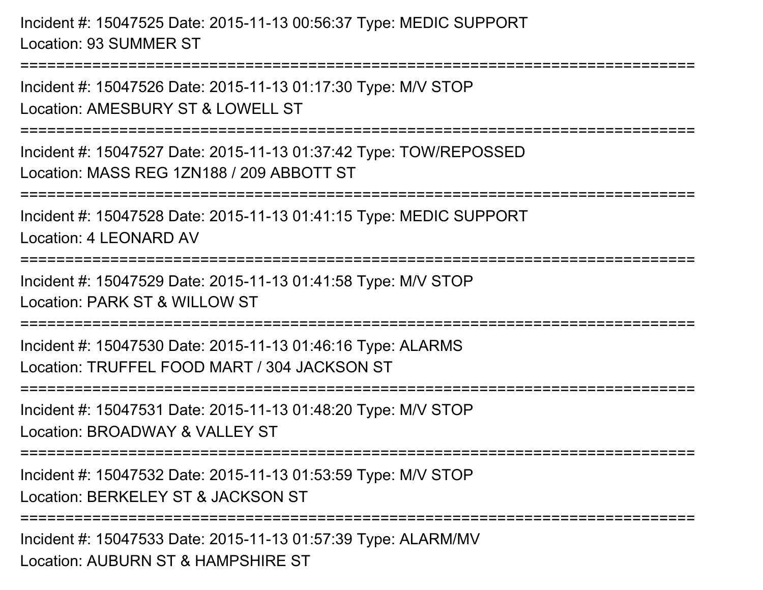Incident #: 15047525 Date: 2015-11-13 00:56:37 Type: MEDIC SUPPORT
Location: 93 SUMMER ST

===========================================================================

Incident #: 15047526 Date: 2015-11-13 01:17:30 Type: M/V STOP
Location: AMESBURY ST & LOWELL ST

===========================================================================

Incident #: 15047527 Date: 2015-11-13 01:37:42 Type: TOW/REPOSSED
Location: MASS REG 1ZN188 / 209 ABBOTT ST

===========================================================================

Incident #: 15047528 Date: 2015-11-13 01:41:15 Type: MEDIC SUPPORT
Location: 4 LEONARD AV

===========================================================================

Incident #: 15047529 Date: 2015-11-13 01:41:58 Type: M/V STOP
Location: PARK ST & WILLOW ST

===========================================================================

Incident #: 15047530 Date: 2015-11-13 01:46:16 Type: ALARMS
Location: TRUFFEL FOOD MART / 304 JACKSON ST

===========================================================================

Incident #: 15047531 Date: 2015-11-13 01:48:20 Type: M/V STOP
Location: BROADWAY & VALLEY ST

===========================================================================

Incident #: 15047532 Date: 2015-11-13 01:53:59 Type: M/V STOP
Location: BERKELEY ST & JACKSON ST

===========================================================================

Incident #: 15047533 Date: 2015-11-13 01:57:39 Type: ALARM/MV
Location: AUBURN ST & HAMPSHIRE ST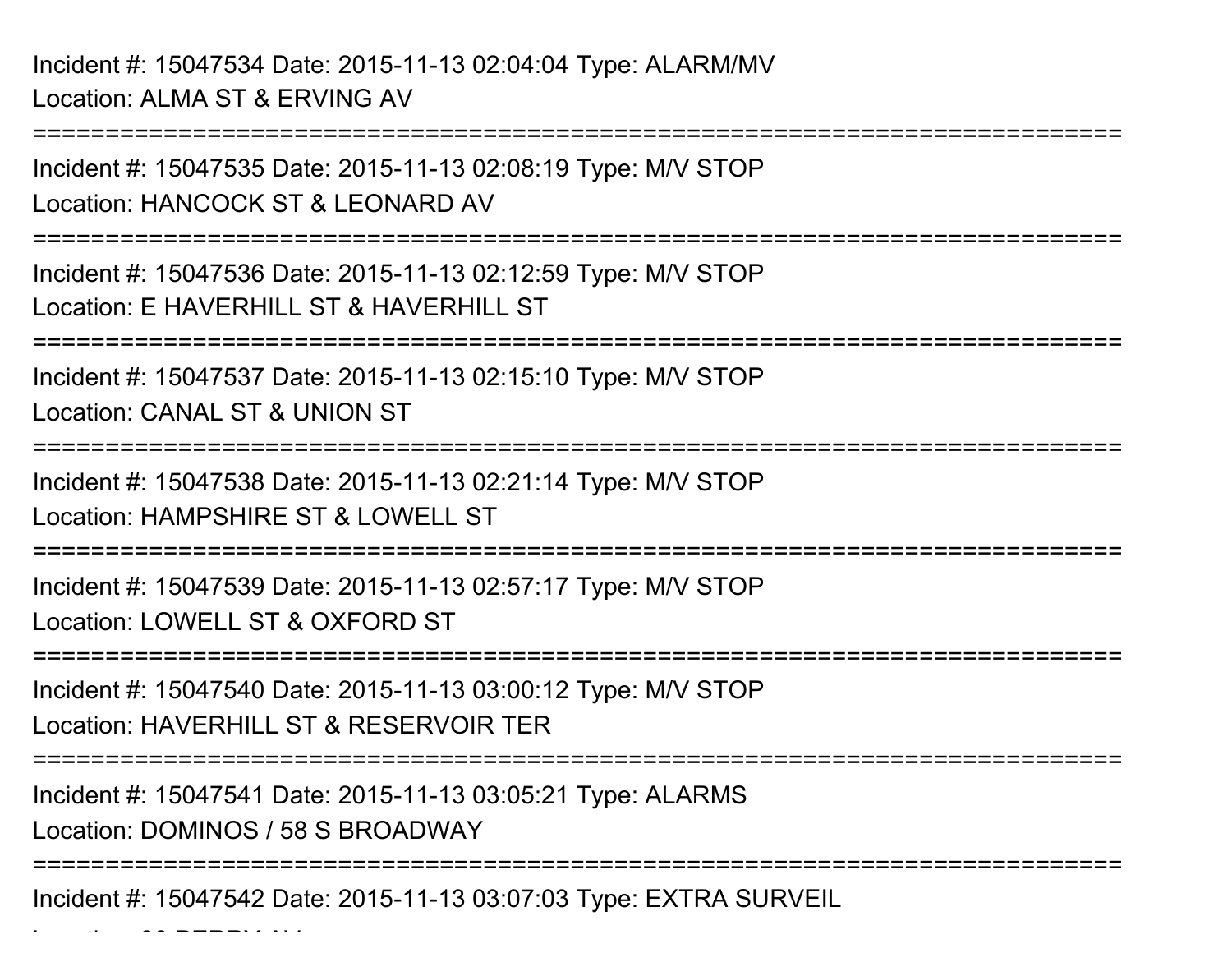Incident #: 15047534 Date: 2015-11-13 02:04:04 Type: ALARM/MV
Location: ALMA ST & ERVING AV

===========================================================================

Incident #: 15047535 Date: 2015-11-13 02:08:19 Type: M/V STOP
Location: HANCOCK ST & LEONARD AV

===========================================================================

Incident #: 15047536 Date: 2015-11-13 02:12:59 Type: M/V STOP
Location: E HAVERHILL ST & HAVERHILL ST

===========================================================================

Incident #: 15047537 Date: 2015-11-13 02:15:10 Type: M/V STOP
Location: CANAL ST & UNION ST

===========================================================================

Incident #: 15047538 Date: 2015-11-13 02:21:14 Type: M/V STOP
Location: HAMPSHIRE ST & LOWELL ST

===========================================================================

Incident #: 15047539 Date: 2015-11-13 02:57:17 Type: M/V STOP
Location: LOWELL ST & OXFORD ST

===========================================================================

Incident #: 15047540 Date: 2015-11-13 03:00:12 Type: M/V STOP
Location: HAVERHILL ST & RESERVOIR TER

===========================================================================

Incident #: 15047541 Date: 2015-11-13 03:05:21 Type: ALARMS
Location: DOMINOS / 58 S BROADWAY

===========================================================================

Incident #: 15047542 Date: 2015-11-13 03:07:03 Type: EXTRA SURVEIL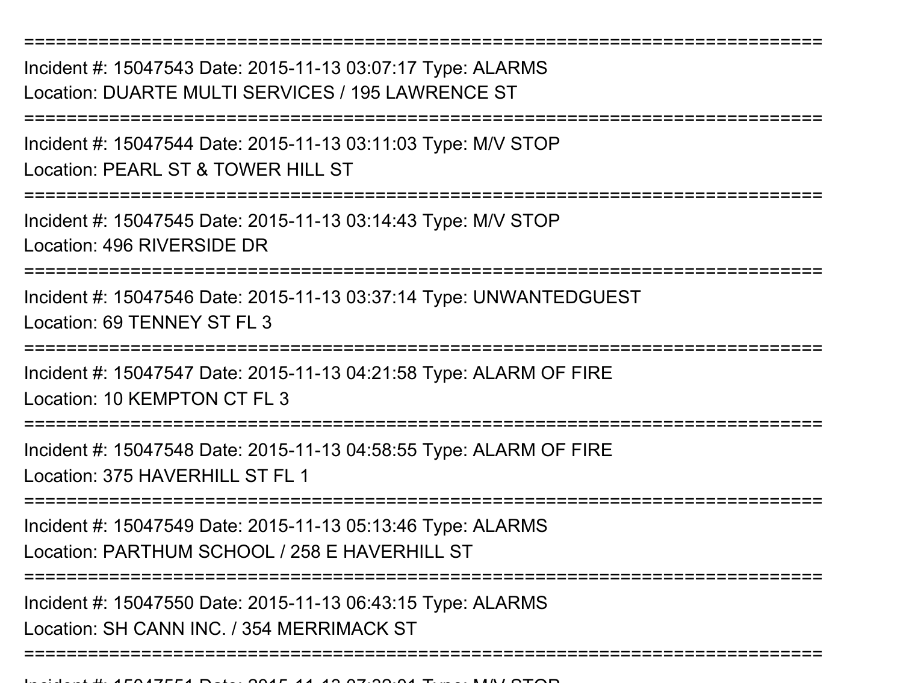===========================================================================

Incident #: 15047543 Date: 2015-11-13 03:07:17 Type: ALARMS
Location: DUARTE MULTI SERVICES / 195 LAWRENCE ST

===========================================================================

Incident #: 15047544 Date: 2015-11-13 03:11:03 Type: M/V STOP
Location: PEARL ST & TOWER HILL ST

===========================================================================

Incident #: 15047545 Date: 2015-11-13 03:14:43 Type: M/V STOP
Location: 496 RIVERSIDE DR

===========================================================================

Incident #: 15047546 Date: 2015-11-13 03:37:14 Type: UNWANTEDGUEST
Location: 69 TENNEY ST FL 3

===========================================================================

Incident #: 15047547 Date: 2015-11-13 04:21:58 Type: ALARM OF FIRE
Location: 10 KEMPTON CT FL 3

===========================================================================

Incident #: 15047548 Date: 2015-11-13 04:58:55 Type: ALARM OF FIRE
Location: 375 HAVERHILL ST FL 1

===========================================================================

Incident #: 15047549 Date: 2015-11-13 05:13:46 Type: ALARMS
Location: PARTHUM SCHOOL / 258 E HAVERHILL ST

===========================================================================

Incident #: 15047550 Date: 2015-11-13 06:43:15 Type: ALARMS
Location: SH CANN INC. / 354 MERRIMACK ST

===========================================================================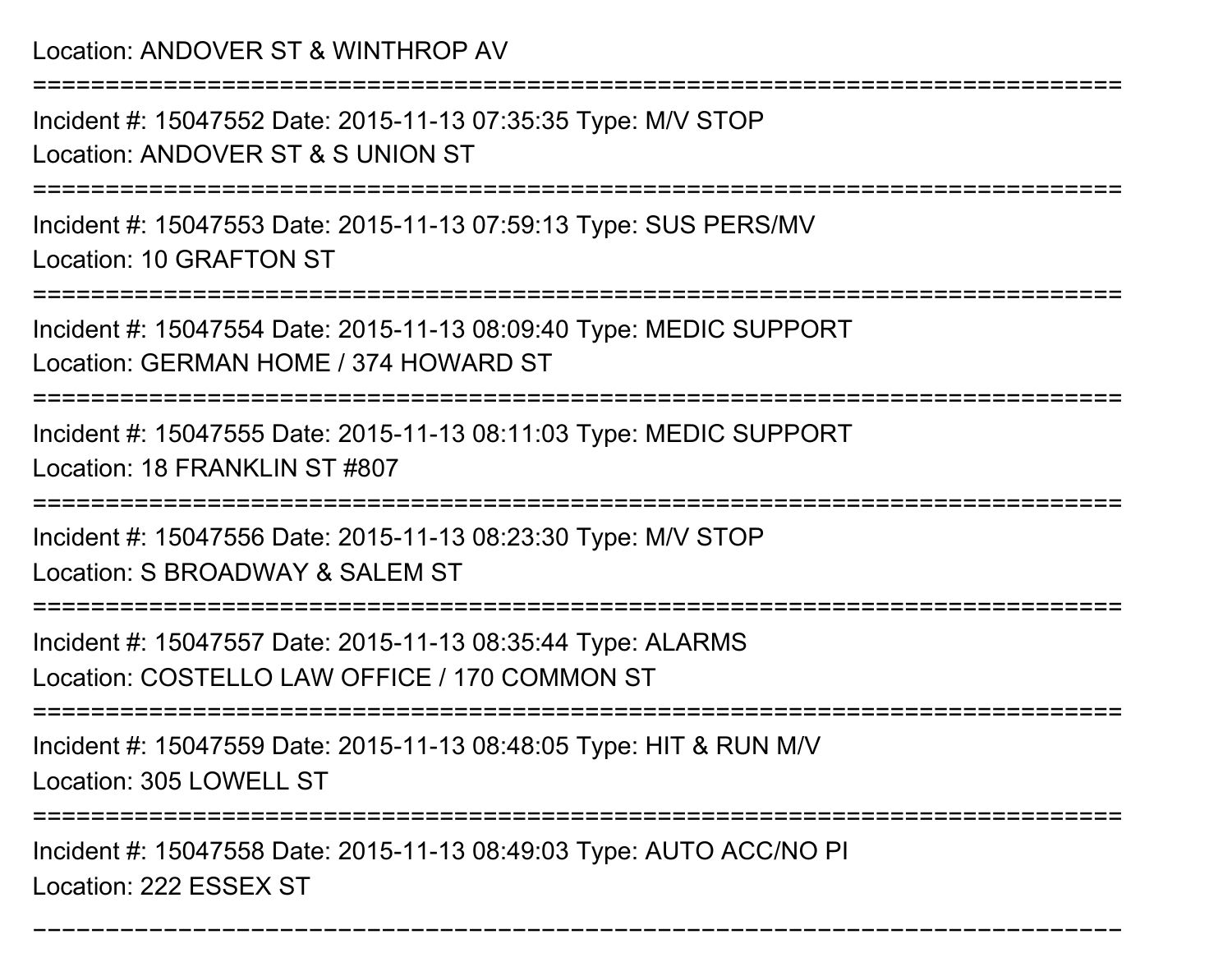Location: ANDOVER ST & WINTHROP AV

===========================================================================

Incident #: 15047552 Date: 2015-11-13 07:35:35 Type: M/V STOP

Location: ANDOVER ST & S UNION ST

===========================================================================

Incident #: 15047553 Date: 2015-11-13 07:59:13 Type: SUS PERS/MV

Location: 10 GRAFTON ST

===========================================================================

Incident #: 15047554 Date: 2015-11-13 08:09:40 Type: MEDIC SUPPORT

Location: GERMAN HOME / 374 HOWARD ST

===========================================================================

Incident #: 15047555 Date: 2015-11-13 08:11:03 Type: MEDIC SUPPORT

Location: 18 FRANKLIN ST #807

===========================================================================

Incident #: 15047556 Date: 2015-11-13 08:23:30 Type: M/V STOP

Location: S BROADWAY & SALEM ST

===========================================================================

Incident #: 15047557 Date: 2015-11-13 08:35:44 Type: ALARMS

Location: COSTELLO LAW OFFICE / 170 COMMON ST

===========================================================================

Incident #: 15047559 Date: 2015-11-13 08:48:05 Type: HIT & RUN M/V

Location: 305 LOWELL ST

===========================================================================

Incident #: 15047558 Date: 2015-11-13 08:49:03 Type: AUTO ACC/NO PI

Location: 222 ESSEX ST

===========================================================================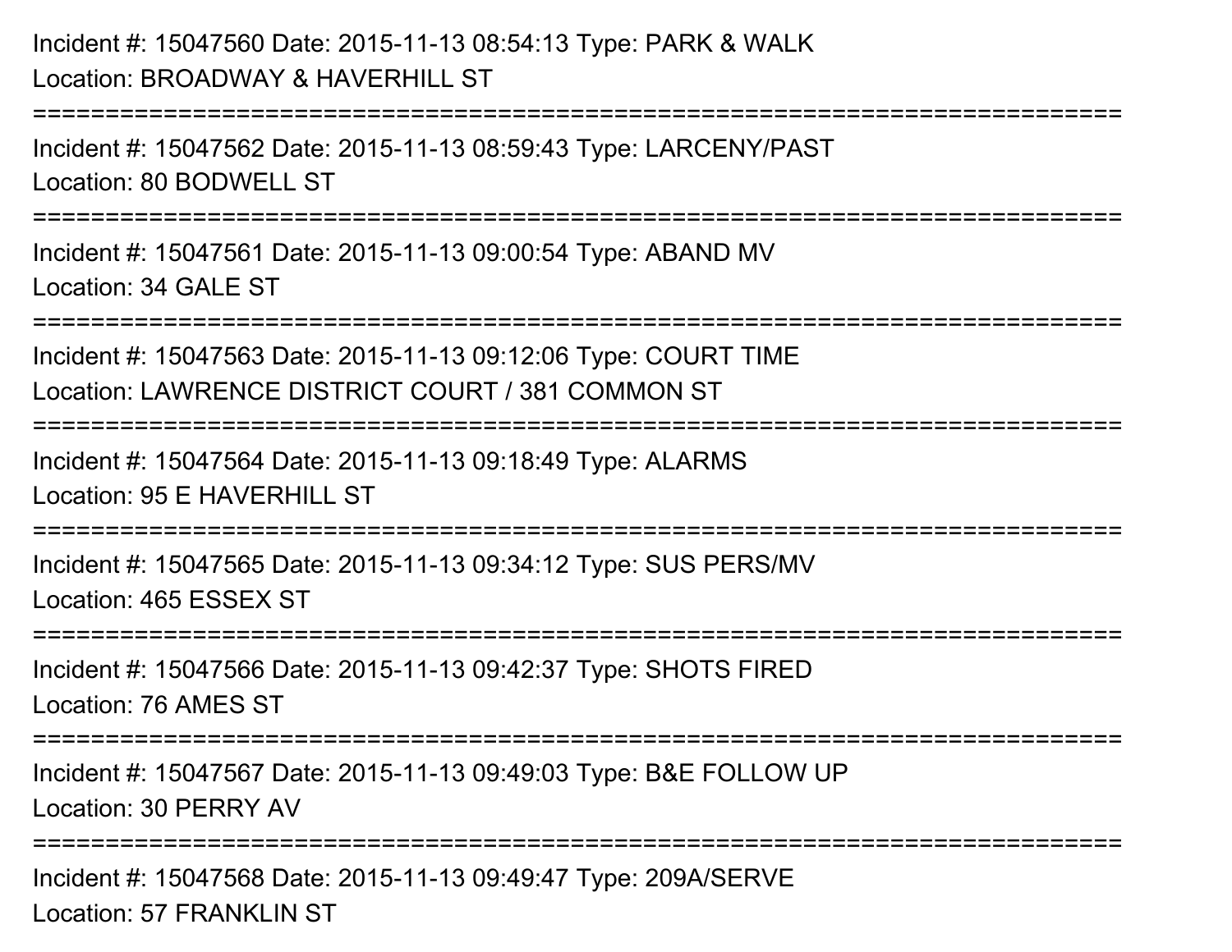Incident #: 15047560 Date: 2015-11-13 08:54:13 Type: PARK & WALK
Location: BROADWAY & HAVERHILL ST

===========================================================================

Incident #: 15047562 Date: 2015-11-13 08:59:43 Type: LARCENY/PAST
Location: 80 BODWELL ST

===========================================================================

Incident #: 15047561 Date: 2015-11-13 09:00:54 Type: ABAND MV
Location: 34 GALE ST

===========================================================================

Incident #: 15047563 Date: 2015-11-13 09:12:06 Type: COURT TIME
Location: LAWRENCE DISTRICT COURT / 381 COMMON ST

===========================================================================

Incident #: 15047564 Date: 2015-11-13 09:18:49 Type: ALARMS
Location: 95 E HAVERHILL ST

===========================================================================

Incident #: 15047565 Date: 2015-11-13 09:34:12 Type: SUS PERS/MV
Location: 465 ESSEX ST

===========================================================================

Incident #: 15047566 Date: 2015-11-13 09:42:37 Type: SHOTS FIRED
Location: 76 AMES ST

===========================================================================

Incident #: 15047567 Date: 2015-11-13 09:49:03 Type: B&E FOLLOW UP
Location: 30 PERRY AV

===========================================================================

Incident #: 15047568 Date: 2015-11-13 09:49:47 Type: 209A/SERVE
Location: 57 FRANKLIN ST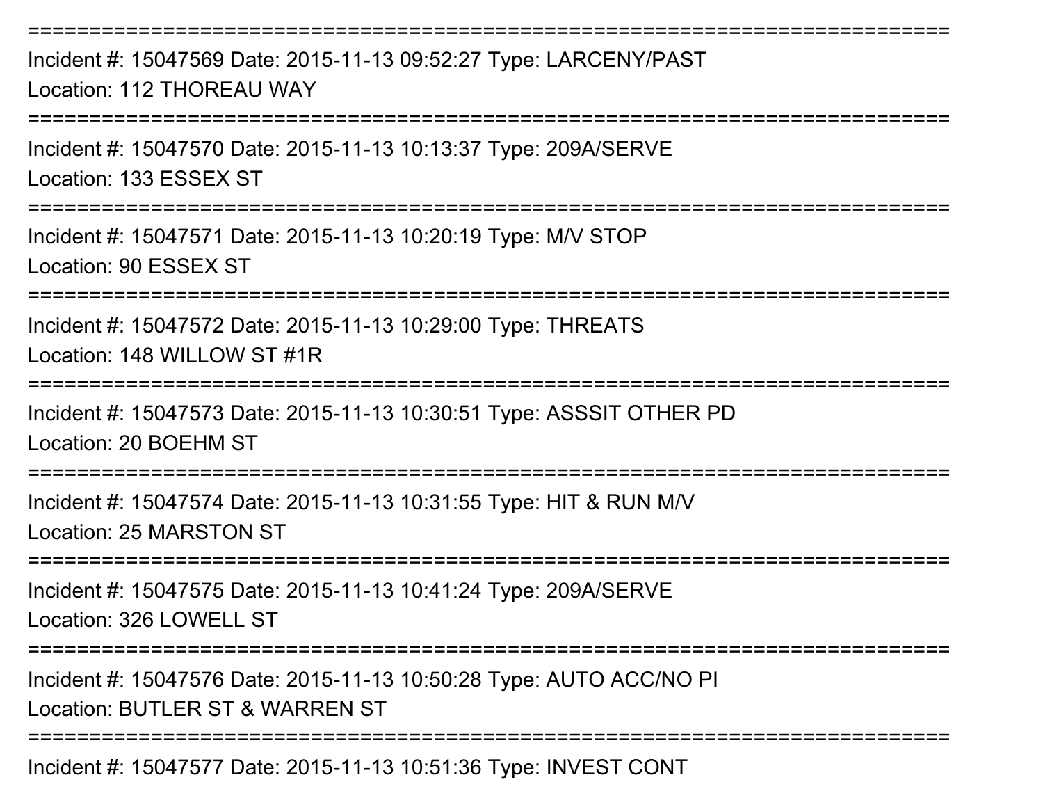===========================================================================
Incident #: 15047569 Date: 2015-11-13 09:52:27 Type: LARCENY/PAST
Location: 112 THOREAU WAY
===========================================================================
Incident #: 15047570 Date: 2015-11-13 10:13:37 Type: 209A/SERVE
Location: 133 ESSEX ST
===========================================================================
Incident #: 15047571 Date: 2015-11-13 10:20:19 Type: M/V STOP
Location: 90 ESSEX ST
===========================================================================
Incident #: 15047572 Date: 2015-11-13 10:29:00 Type: THREATS
Location: 148 WILLOW ST #1R
===========================================================================
Incident #: 15047573 Date: 2015-11-13 10:30:51 Type: ASSSIT OTHER PD
Location: 20 BOEHM ST
===========================================================================
Incident #: 15047574 Date: 2015-11-13 10:31:55 Type: HIT & RUN M/V
Location: 25 MARSTON ST
===========================================================================
Incident #: 15047575 Date: 2015-11-13 10:41:24 Type: 209A/SERVE
Location: 326 LOWELL ST
===========================================================================
Incident #: 15047576 Date: 2015-11-13 10:50:28 Type: AUTO ACC/NO PI
Location: BUTLER ST & WARREN ST
===========================================================================
Incident #: 15047577 Date: 2015-11-13 10:51:36 Type: INVEST CONT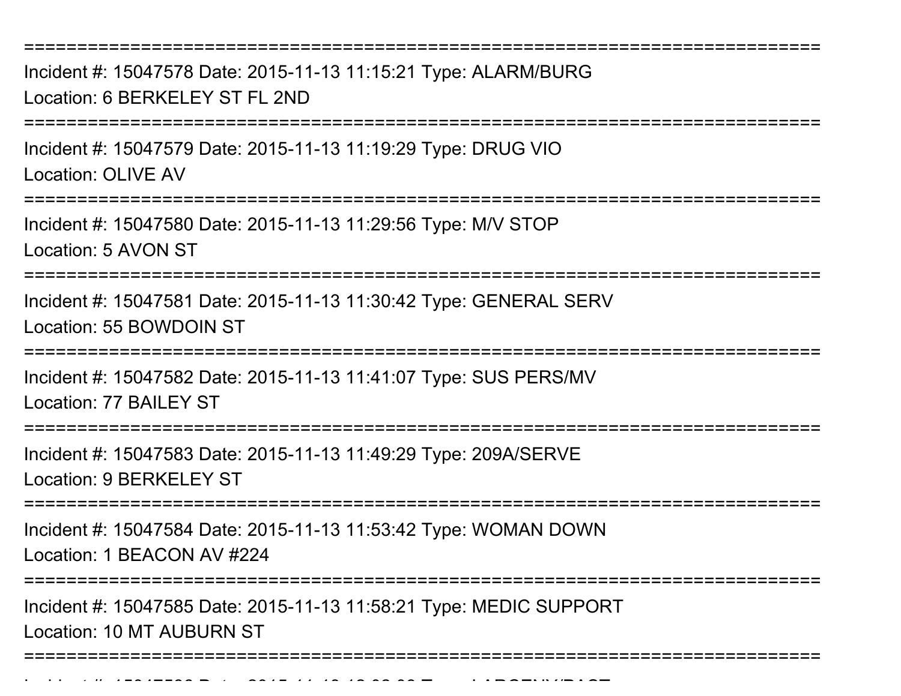===========================================================================
Incident #: 15047578 Date: 2015-11-13 11:15:21 Type: ALARM/BURG
Location: 6 BERKELEY ST FL 2ND
===========================================================================
Incident #: 15047579 Date: 2015-11-13 11:19:29 Type: DRUG VIO
Location: OLIVE AV
===========================================================================
Incident #: 15047580 Date: 2015-11-13 11:29:56 Type: M/V STOP
Location: 5 AVON ST
===========================================================================
Incident #: 15047581 Date: 2015-11-13 11:30:42 Type: GENERAL SERV
Location: 55 BOWDOIN ST
===========================================================================
Incident #: 15047582 Date: 2015-11-13 11:41:07 Type: SUS PERS/MV
Location: 77 BAILEY ST
===========================================================================
Incident #: 15047583 Date: 2015-11-13 11:49:29 Type: 209A/SERVE
Location: 9 BERKELEY ST
===========================================================================
Incident #: 15047584 Date: 2015-11-13 11:53:42 Type: WOMAN DOWN
Location: 1 BEACON AV #224
===========================================================================
Incident #: 15047585 Date: 2015-11-13 11:58:21 Type: MEDIC SUPPORT
Location: 10 MT AUBURN ST
===========================================================================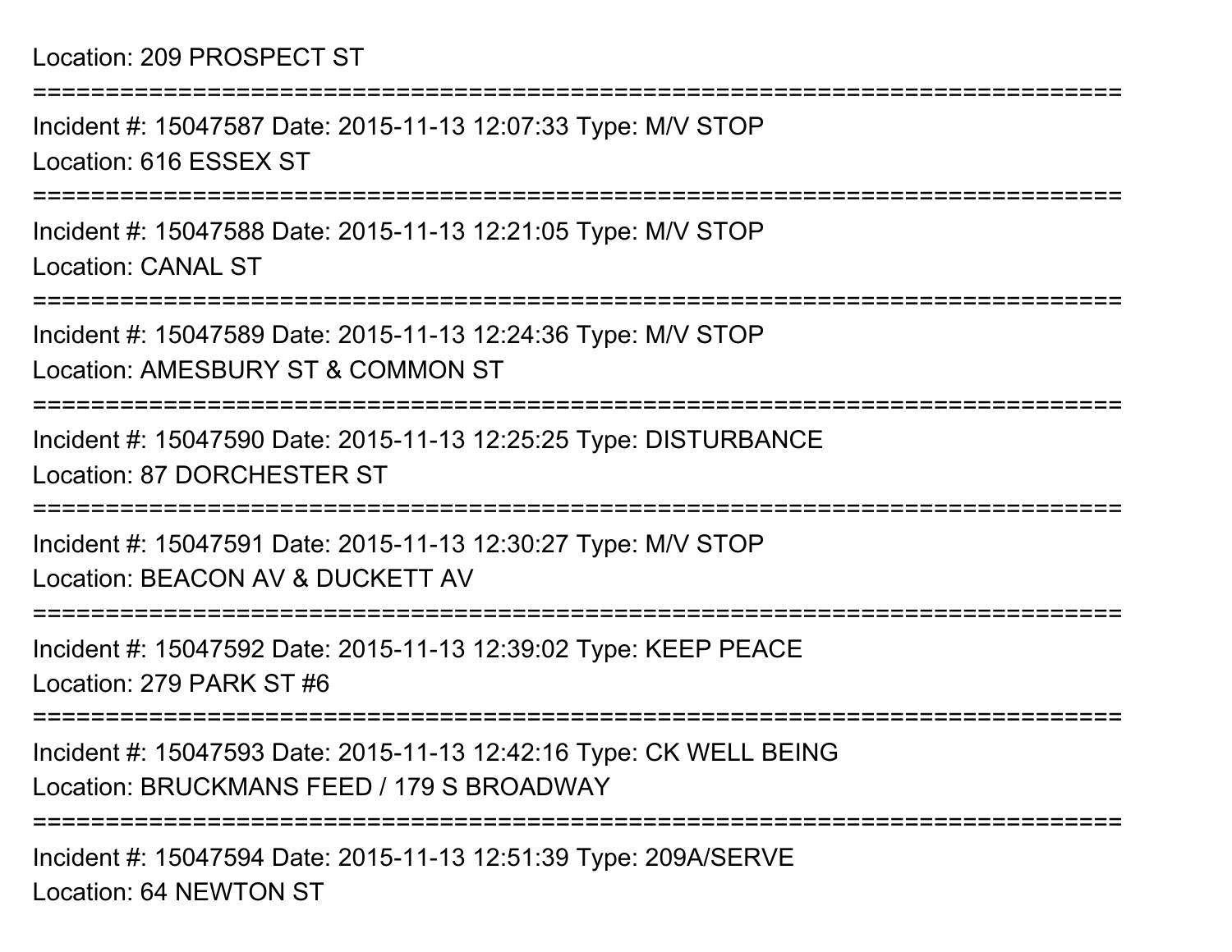Location: 209 PROSPECT ST

===========================================================================

Incident #: 15047587 Date: 2015-11-13 12:07:33 Type: M/V STOP

Location: 616 ESSEX ST

===========================================================================

Incident #: 15047588 Date: 2015-11-13 12:21:05 Type: M/V STOP

Location: CANAL ST

===========================================================================

Incident #: 15047589 Date: 2015-11-13 12:24:36 Type: M/V STOP

Location: AMESBURY ST & COMMON ST

===========================================================================

Incident #: 15047590 Date: 2015-11-13 12:25:25 Type: DISTURBANCE

Location: 87 DORCHESTER ST

===========================================================================

Incident #: 15047591 Date: 2015-11-13 12:30:27 Type: M/V STOP

Location: BEACON AV & DUCKETT AV

===========================================================================

Incident #: 15047592 Date: 2015-11-13 12:39:02 Type: KEEP PEACE

Location: 279 PARK ST #6

===========================================================================

Incident #: 15047593 Date: 2015-11-13 12:42:16 Type: CK WELL BEING

Location: BRUCKMANS FEED / 179 S BROADWAY

===========================================================================

Incident #: 15047594 Date: 2015-11-13 12:51:39 Type: 209A/SERVE

Location: 64 NEWTON ST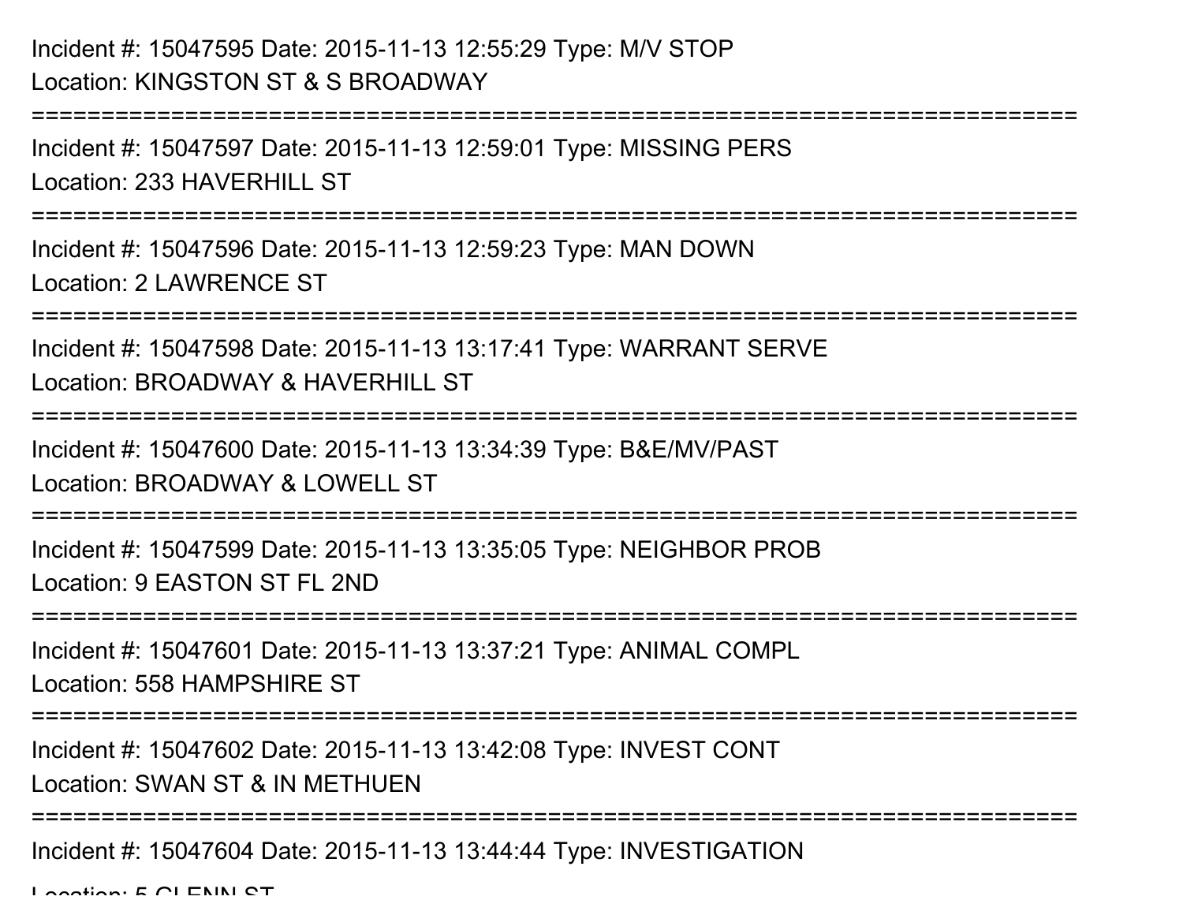Incident #: 15047595 Date: 2015-11-13 12:55:29 Type: M/V STOP
Location: KINGSTON ST & S BROADWAY

===========================================================================

Incident #: 15047597 Date: 2015-11-13 12:59:01 Type: MISSING PERS
Location: 233 HAVERHILL ST

===========================================================================

Incident #: 15047596 Date: 2015-11-13 12:59:23 Type: MAN DOWN
Location: 2 LAWRENCE ST

===========================================================================

Incident #: 15047598 Date: 2015-11-13 13:17:41 Type: WARRANT SERVE
Location: BROADWAY & HAVERHILL ST

===========================================================================

Incident #: 15047600 Date: 2015-11-13 13:34:39 Type: B&E/MV/PAST
Location: BROADWAY & LOWELL ST

===========================================================================

Incident #: 15047599 Date: 2015-11-13 13:35:05 Type: NEIGHBOR PROB
Location: 9 EASTON ST FL 2ND

===========================================================================

Incident #: 15047601 Date: 2015-11-13 13:37:21 Type: ANIMAL COMPL
Location: 558 HAMPSHIRE ST

===========================================================================

Incident #: 15047602 Date: 2015-11-13 13:42:08 Type: INVEST CONT
Location: SWAN ST & IN METHUEN

===========================================================================

Incident #: 15047604 Date: 2015-11-13 13:44:44 Type: INVESTIGATION
Location: 5 GLENN ST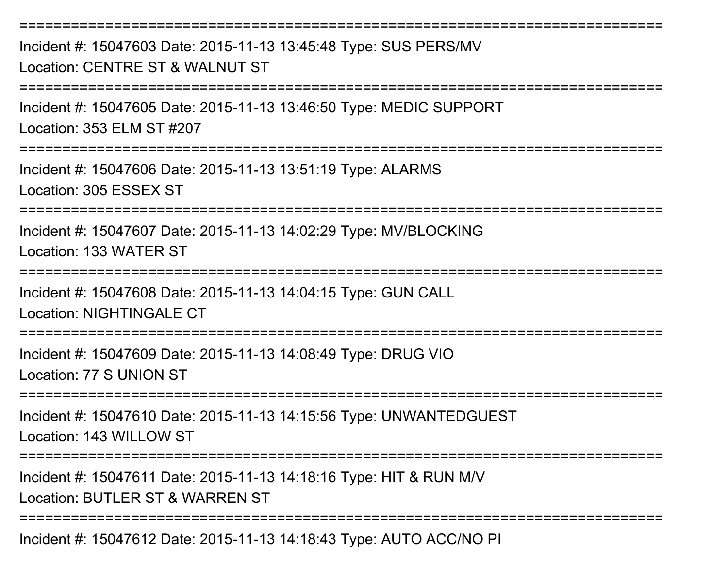===========================================================================
Incident #: 15047603 Date: 2015-11-13 13:45:48 Type: SUS PERS/MV
Location: CENTRE ST & WALNUT ST
===========================================================================
Incident #: 15047605 Date: 2015-11-13 13:46:50 Type: MEDIC SUPPORT
Location: 353 ELM ST #207
===========================================================================
Incident #: 15047606 Date: 2015-11-13 13:51:19 Type: ALARMS
Location: 305 ESSEX ST
===========================================================================
Incident #: 15047607 Date: 2015-11-13 14:02:29 Type: MV/BLOCKING
Location: 133 WATER ST
===========================================================================
Incident #: 15047608 Date: 2015-11-13 14:04:15 Type: GUN CALL
Location: NIGHTINGALE CT
===========================================================================
Incident #: 15047609 Date: 2015-11-13 14:08:49 Type: DRUG VIO
Location: 77 S UNION ST
===========================================================================
Incident #: 15047610 Date: 2015-11-13 14:15:56 Type: UNWANTEDGUEST
Location: 143 WILLOW ST
===========================================================================
Incident #: 15047611 Date: 2015-11-13 14:18:16 Type: HIT & RUN M/V
Location: BUTLER ST & WARREN ST
===========================================================================
Incident #: 15047612 Date: 2015-11-13 14:18:43 Type: AUTO ACC/NO PI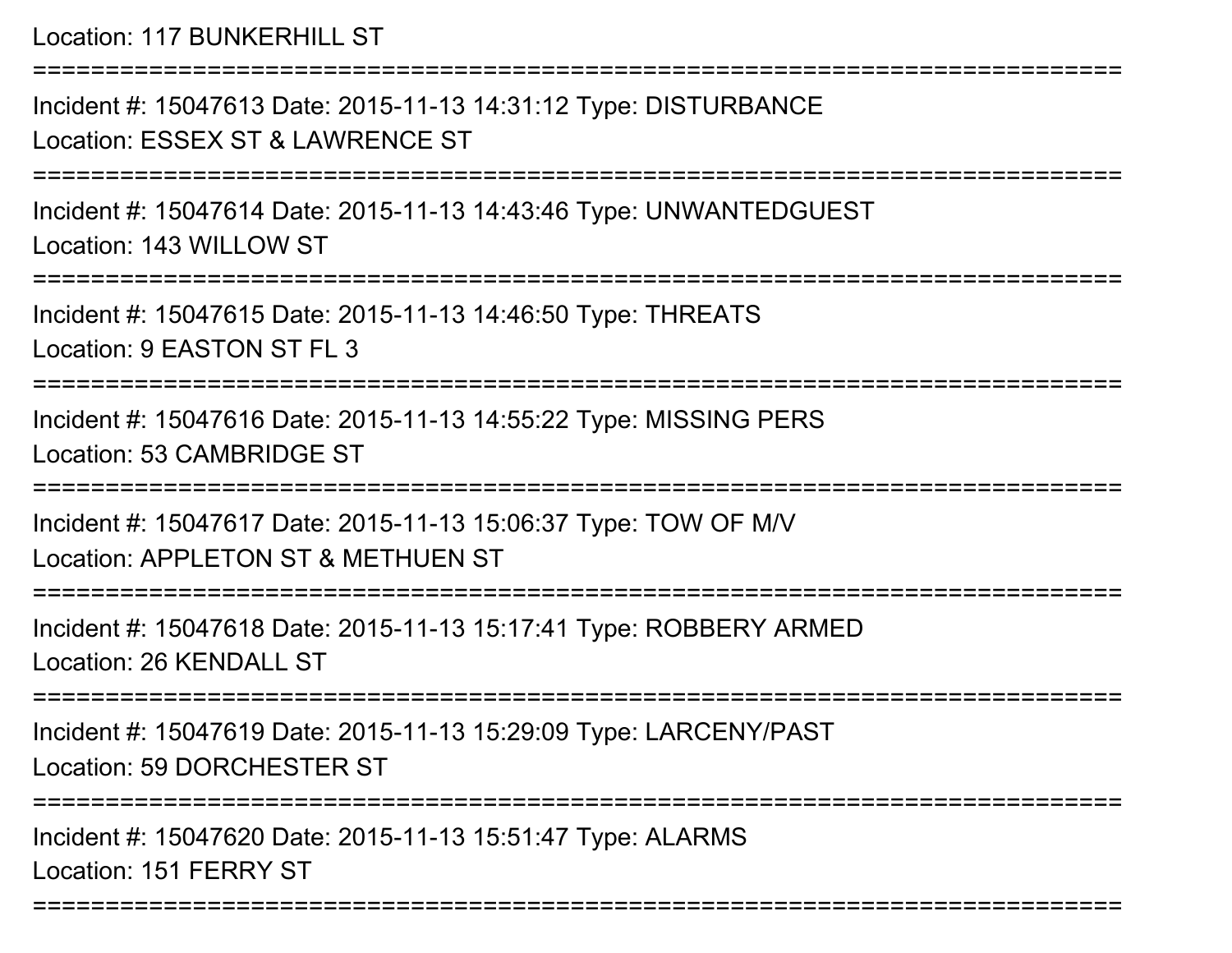Location: 117 BUNKERHILL ST

===========================================================================

Incident #: 15047613 Date: 2015-11-13 14:31:12 Type: DISTURBANCE

Location: ESSEX ST & LAWRENCE ST

===========================================================================

Incident #: 15047614 Date: 2015-11-13 14:43:46 Type: UNWANTEDGUEST

Location: 143 WILLOW ST

===========================================================================

Incident #: 15047615 Date: 2015-11-13 14:46:50 Type: THREATS

Location: 9 EASTON ST FL 3

===========================================================================

Incident #: 15047616 Date: 2015-11-13 14:55:22 Type: MISSING PERS

Location: 53 CAMBRIDGE ST

===========================================================================

Incident #: 15047617 Date: 2015-11-13 15:06:37 Type: TOW OF M/V

Location: APPLETON ST & METHUEN ST

===========================================================================

Incident #: 15047618 Date: 2015-11-13 15:17:41 Type: ROBBERY ARMED

Location: 26 KENDALL ST

===========================================================================

Incident #: 15047619 Date: 2015-11-13 15:29:09 Type: LARCENY/PAST

Location: 59 DORCHESTER ST

===========================================================================

Incident #: 15047620 Date: 2015-11-13 15:51:47 Type: ALARMS

Location: 151 FERRY ST

===========================================================================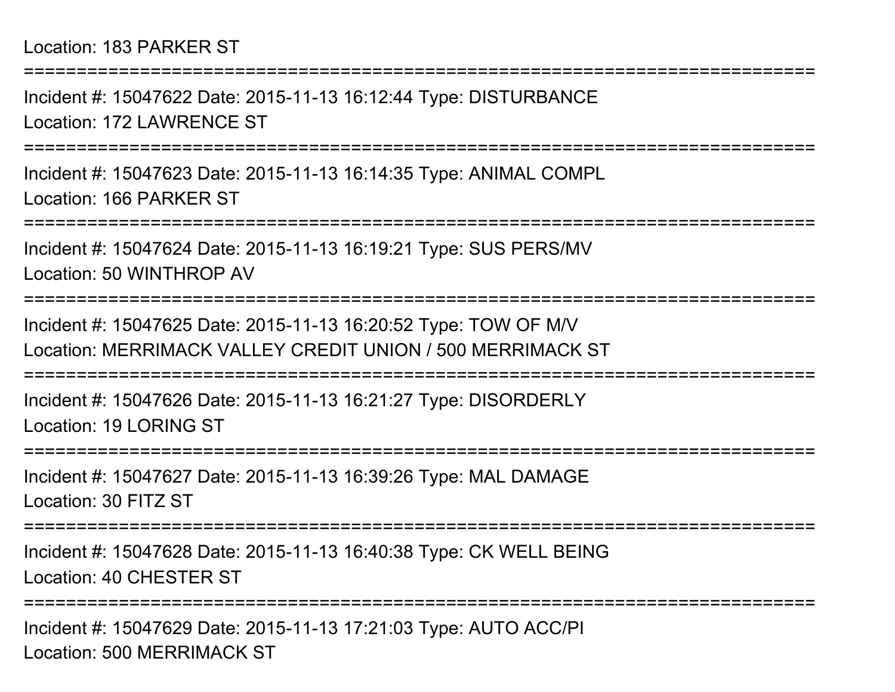Location: 183 PARKER ST

===========================================================================

Incident #: 15047622 Date: 2015-11-13 16:12:44 Type: DISTURBANCE
Location: 172 LAWRENCE ST

===========================================================================

Incident #: 15047623 Date: 2015-11-13 16:14:35 Type: ANIMAL COMPL
Location: 166 PARKER ST

===========================================================================

Incident #: 15047624 Date: 2015-11-13 16:19:21 Type: SUS PERS/MV
Location: 50 WINTHROP AV

===========================================================================

Incident #: 15047625 Date: 2015-11-13 16:20:52 Type: TOW OF M/V
Location: MERRIMACK VALLEY CREDIT UNION / 500 MERRIMACK ST

===========================================================================

Incident #: 15047626 Date: 2015-11-13 16:21:27 Type: DISORDERLY
Location: 19 LORING ST

===========================================================================

Incident #: 15047627 Date: 2015-11-13 16:39:26 Type: MAL DAMAGE
Location: 30 FITZ ST

===========================================================================

Incident #: 15047628 Date: 2015-11-13 16:40:38 Type: CK WELL BEING
Location: 40 CHESTER ST

===========================================================================

Incident #: 15047629 Date: 2015-11-13 17:21:03 Type: AUTO ACC/PI
Location: 500 MERRIMACK ST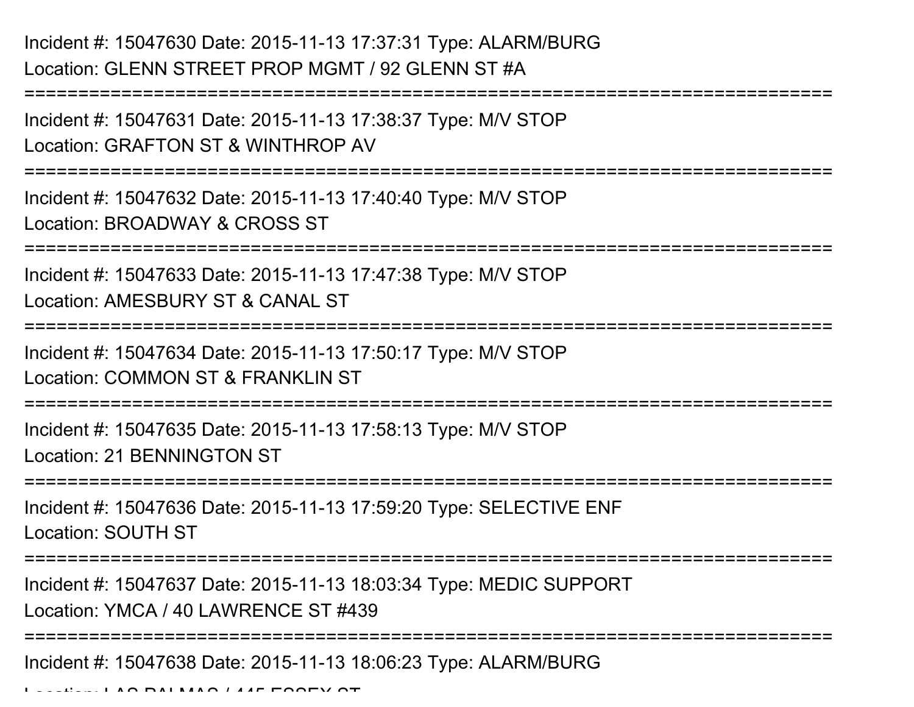Incident #: 15047630 Date: 2015-11-13 17:37:31 Type: ALARM/BURG
Location: GLENN STREET PROP MGMT / 92 GLENN ST #A

===========================================================================

Incident #: 15047631 Date: 2015-11-13 17:38:37 Type: M/V STOP
Location: GRAFTON ST & WINTHROP AV

===========================================================================

Incident #: 15047632 Date: 2015-11-13 17:40:40 Type: M/V STOP
Location: BROADWAY & CROSS ST

===========================================================================

Incident #: 15047633 Date: 2015-11-13 17:47:38 Type: M/V STOP
Location: AMESBURY ST & CANAL ST

===========================================================================

Incident #: 15047634 Date: 2015-11-13 17:50:17 Type: M/V STOP
Location: COMMON ST & FRANKLIN ST

===========================================================================

Incident #: 15047635 Date: 2015-11-13 17:58:13 Type: M/V STOP
Location: 21 BENNINGTON ST

===========================================================================

Incident #: 15047636 Date: 2015-11-13 17:59:20 Type: SELECTIVE ENF
Location: SOUTH ST

===========================================================================

Incident #: 15047637 Date: 2015-11-13 18:03:34 Type: MEDIC SUPPORT
Location: YMCA / 40 LAWRENCE ST #439

===========================================================================

Incident #: 15047638 Date: 2015-11-13 18:06:23 Type: ALARM/BURG
Location: LAS PALMAS / 445 ESSEX ST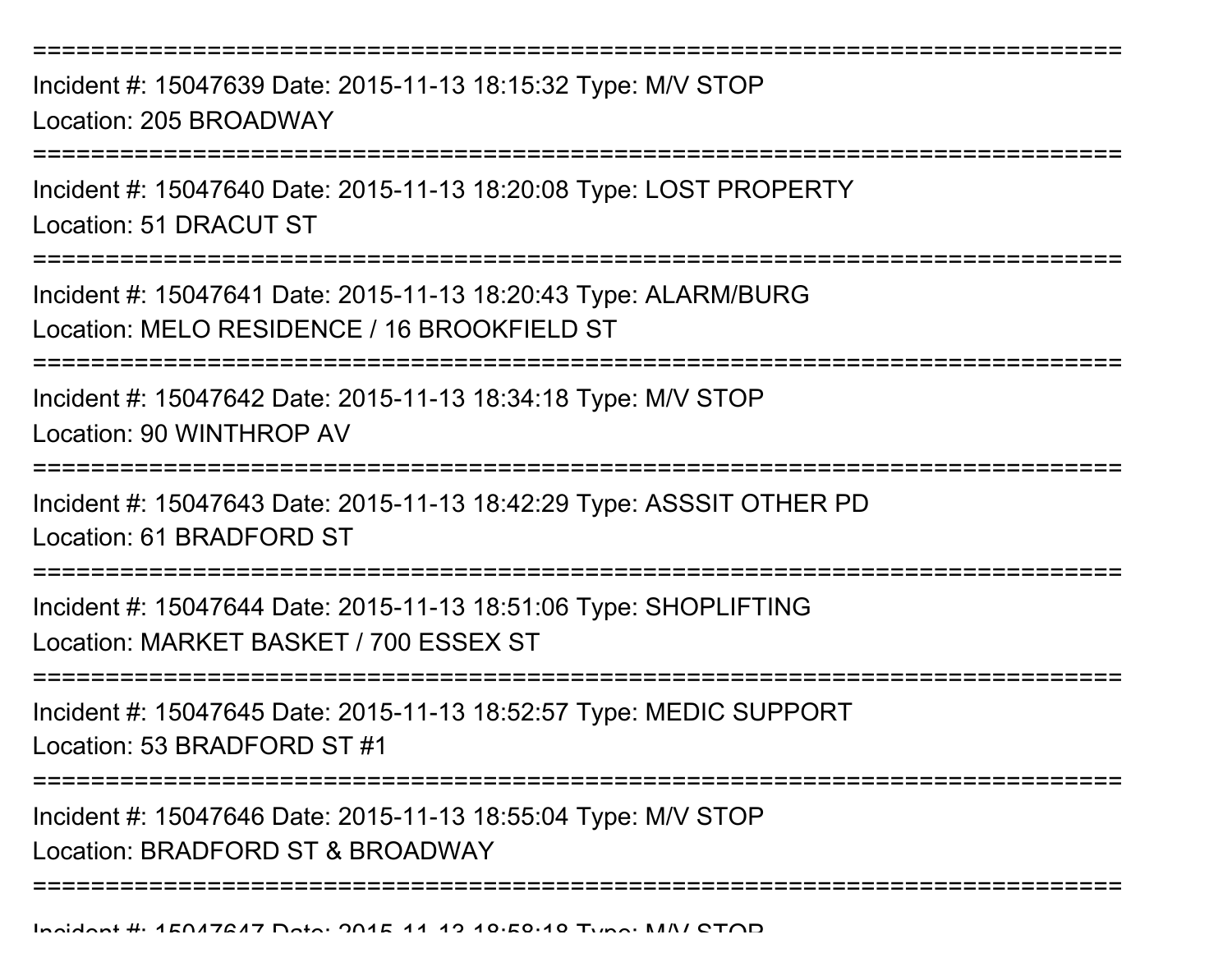===========================================================================

Incident #: 15047639 Date: 2015-11-13 18:15:32 Type: M/V STOP

Location: 205 BROADWAY

===========================================================================

Incident #: 15047640 Date: 2015-11-13 18:20:08 Type: LOST PROPERTY

Location: 51 DRACUT ST

===========================================================================

Incident #: 15047641 Date: 2015-11-13 18:20:43 Type: ALARM/BURG

Location: MELO RESIDENCE / 16 BROOKFIELD ST

===========================================================================

Incident #: 15047642 Date: 2015-11-13 18:34:18 Type: M/V STOP

Location: 90 WINTHROP AV

===========================================================================

Incident #: 15047643 Date: 2015-11-13 18:42:29 Type: ASSSIT OTHER PD

Location: 61 BRADFORD ST

===========================================================================

Incident #: 15047644 Date: 2015-11-13 18:51:06 Type: SHOPLIFTING

Location: MARKET BASKET / 700 ESSEX ST

===========================================================================

Incident #: 15047645 Date: 2015-11-13 18:52:57 Type: MEDIC SUPPORT

Location: 53 BRADFORD ST #1

===========================================================================

Incident #: 15047646 Date: 2015-11-13 18:55:04 Type: M/V STOP

Location: BRADFORD ST & BROADWAY

===========================================================================

Incident #: 15047647 Date: 2015-11-13 18:58:18 Type: M/V STOP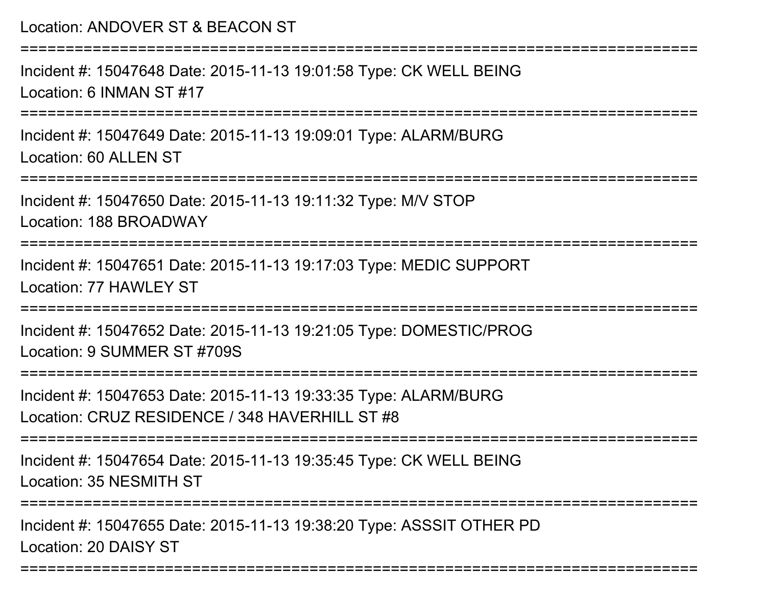Location: ANDOVER ST & BEACON ST

===========================================================================

Incident #: 15047648 Date: 2015-11-13 19:01:58 Type: CK WELL BEING

Location: 6 INMAN ST #17

===========================================================================

Incident #: 15047649 Date: 2015-11-13 19:09:01 Type: ALARM/BURG

Location: 60 ALLEN ST

===========================================================================

Incident #: 15047650 Date: 2015-11-13 19:11:32 Type: M/V STOP

Location: 188 BROADWAY

===========================================================================

Incident #: 15047651 Date: 2015-11-13 19:17:03 Type: MEDIC SUPPORT

Location: 77 HAWLEY ST

===========================================================================

Incident #: 15047652 Date: 2015-11-13 19:21:05 Type: DOMESTIC/PROG

Location: 9 SUMMER ST #709S

===========================================================================

Incident #: 15047653 Date: 2015-11-13 19:33:35 Type: ALARM/BURG

Location: CRUZ RESIDENCE / 348 HAVERHILL ST #8

===========================================================================

Incident #: 15047654 Date: 2015-11-13 19:35:45 Type: CK WELL BEING

Location: 35 NESMITH ST

===========================================================================

Incident #: 15047655 Date: 2015-11-13 19:38:20 Type: ASSSIT OTHER PD

Location: 20 DAISY ST

===========================================================================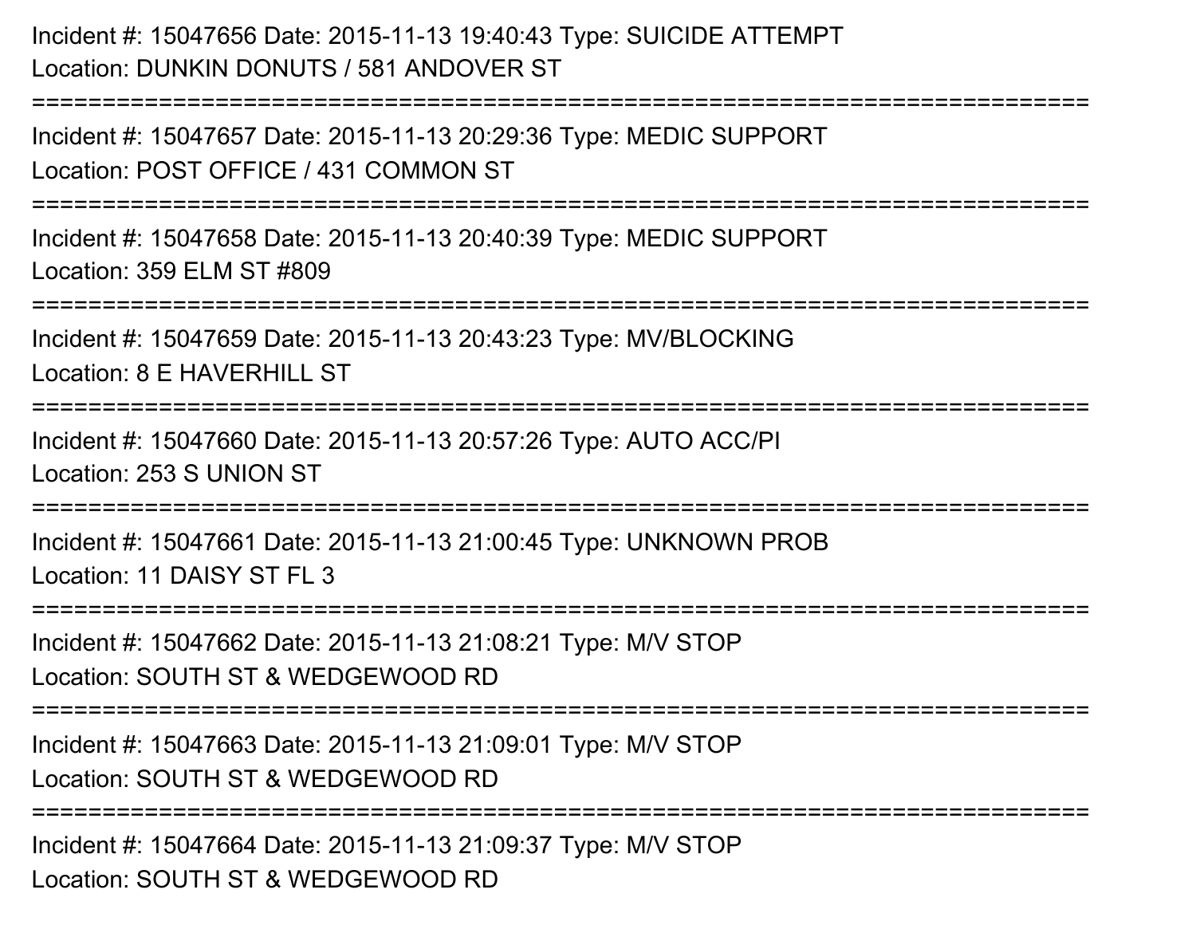Incident #: 15047656 Date: 2015-11-13 19:40:43 Type: SUICIDE ATTEMPT
Location: DUNKIN DONUTS / 581 ANDOVER ST

===========================================================================

Incident #: 15047657 Date: 2015-11-13 20:29:36 Type: MEDIC SUPPORT
Location: POST OFFICE / 431 COMMON ST

===========================================================================

Incident #: 15047658 Date: 2015-11-13 20:40:39 Type: MEDIC SUPPORT
Location: 359 ELM ST #809

===========================================================================

Incident #: 15047659 Date: 2015-11-13 20:43:23 Type: MV/BLOCKING
Location: 8 E HAVERHILL ST

===========================================================================

Incident #: 15047660 Date: 2015-11-13 20:57:26 Type: AUTO ACC/PI
Location: 253 S UNION ST

===========================================================================

Incident #: 15047661 Date: 2015-11-13 21:00:45 Type: UNKNOWN PROB
Location: 11 DAISY ST FL 3

===========================================================================

Incident #: 15047662 Date: 2015-11-13 21:08:21 Type: M/V STOP
Location: SOUTH ST & WEDGEWOOD RD

===========================================================================

Incident #: 15047663 Date: 2015-11-13 21:09:01 Type: M/V STOP
Location: SOUTH ST & WEDGEWOOD RD

===========================================================================

Incident #: 15047664 Date: 2015-11-13 21:09:37 Type: M/V STOP
Location: SOUTH ST & WEDGEWOOD RD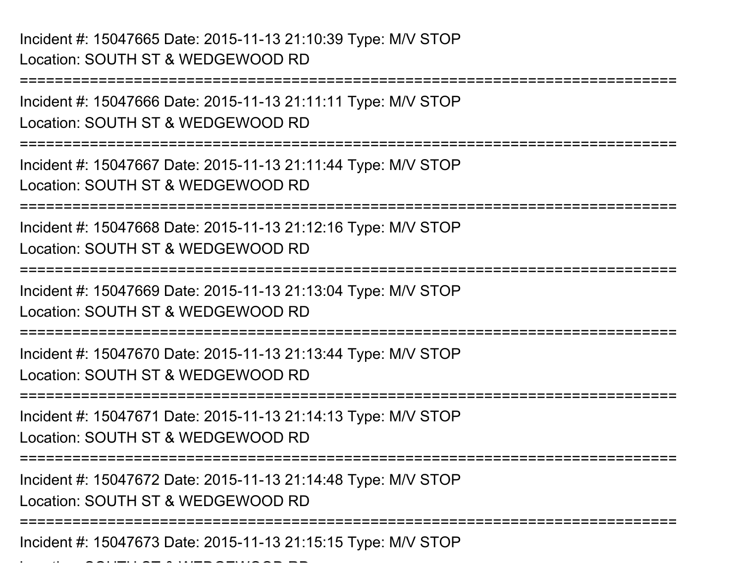Incident #: 15047665 Date: 2015-11-13 21:10:39 Type: M/V STOP
Location: SOUTH ST & WEDGEWOOD RD

===========================================================================

Incident #: 15047666 Date: 2015-11-13 21:11:11 Type: M/V STOP
Location: SOUTH ST & WEDGEWOOD RD

===========================================================================

Incident #: 15047667 Date: 2015-11-13 21:11:44 Type: M/V STOP
Location: SOUTH ST & WEDGEWOOD RD

===========================================================================

Incident #: 15047668 Date: 2015-11-13 21:12:16 Type: M/V STOP
Location: SOUTH ST & WEDGEWOOD RD

===========================================================================

Incident #: 15047669 Date: 2015-11-13 21:13:04 Type: M/V STOP
Location: SOUTH ST & WEDGEWOOD RD

===========================================================================

Incident #: 15047670 Date: 2015-11-13 21:13:44 Type: M/V STOP
Location: SOUTH ST & WEDGEWOOD RD

===========================================================================

Incident #: 15047671 Date: 2015-11-13 21:14:13 Type: M/V STOP
Location: SOUTH ST & WEDGEWOOD RD

===========================================================================

Incident #: 15047672 Date: 2015-11-13 21:14:48 Type: M/V STOP
Location: SOUTH ST & WEDGEWOOD RD

===========================================================================

Incident #: 15047673 Date: 2015-11-13 21:15:15 Type: M/V STOP
Location: SOUTH ST & WEDGEWOOD RD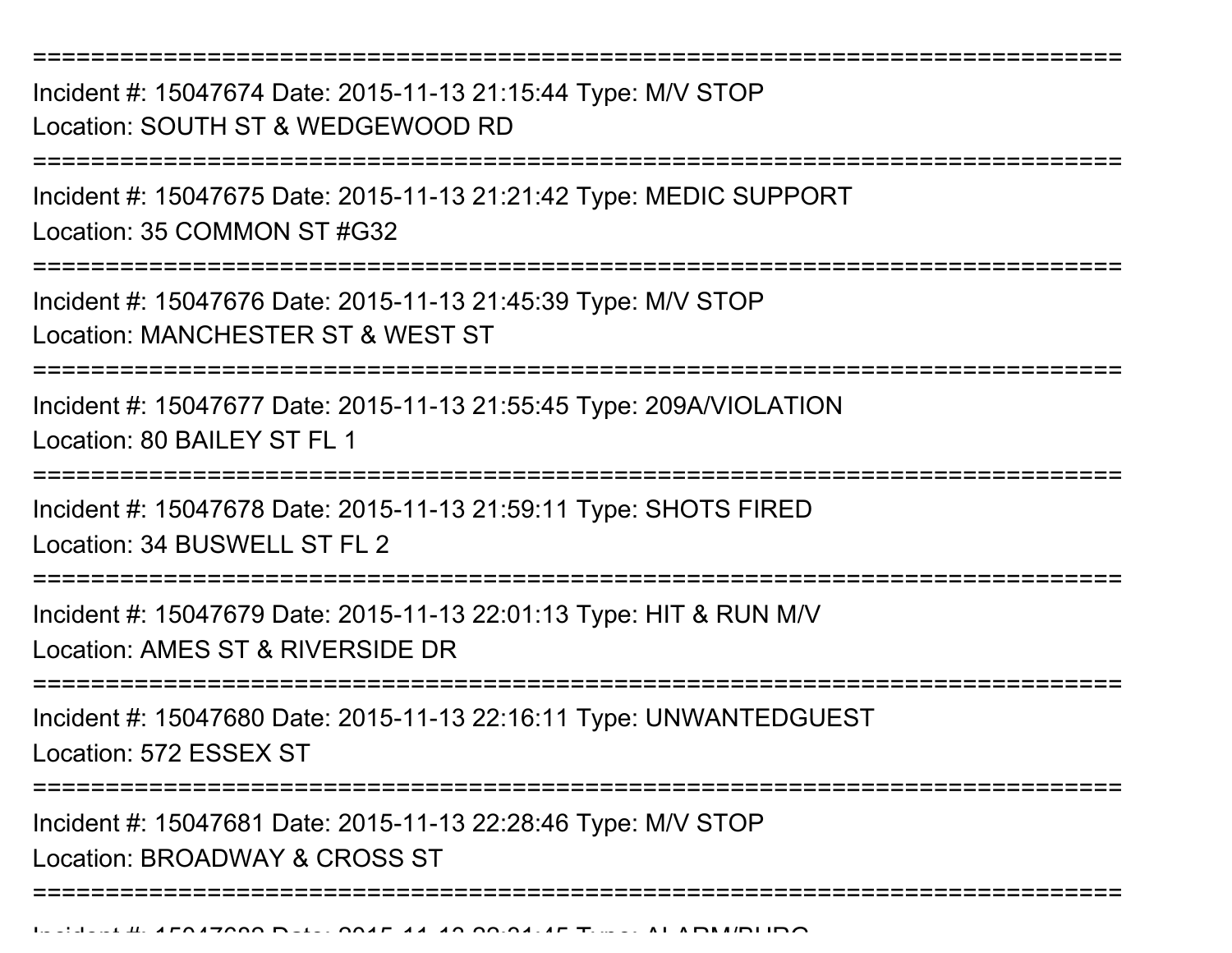===========================================================================

Incident #: 15047674 Date: 2015-11-13 21:15:44 Type: M/V STOP
Location: SOUTH ST & WEDGEWOOD RD

===========================================================================

Incident #: 15047675 Date: 2015-11-13 21:21:42 Type: MEDIC SUPPORT
Location: 35 COMMON ST #G32

===========================================================================

Incident #: 15047676 Date: 2015-11-13 21:45:39 Type: M/V STOP
Location: MANCHESTER ST & WEST ST

===========================================================================

Incident #: 15047677 Date: 2015-11-13 21:55:45 Type: 209A/VIOLATION
Location: 80 BAILEY ST FL 1

===========================================================================

Incident #: 15047678 Date: 2015-11-13 21:59:11 Type: SHOTS FIRED
Location: 34 BUSWELL ST FL 2

===========================================================================

Incident #: 15047679 Date: 2015-11-13 22:01:13 Type: HIT & RUN M/V
Location: AMES ST & RIVERSIDE DR

===========================================================================

Incident #: 15047680 Date: 2015-11-13 22:16:11 Type: UNWANTEDGUEST
Location: 572 ESSEX ST

===========================================================================

Incident #: 15047681 Date: 2015-11-13 22:28:46 Type: M/V STOP
Location: BROADWAY & CROSS ST

===========================================================================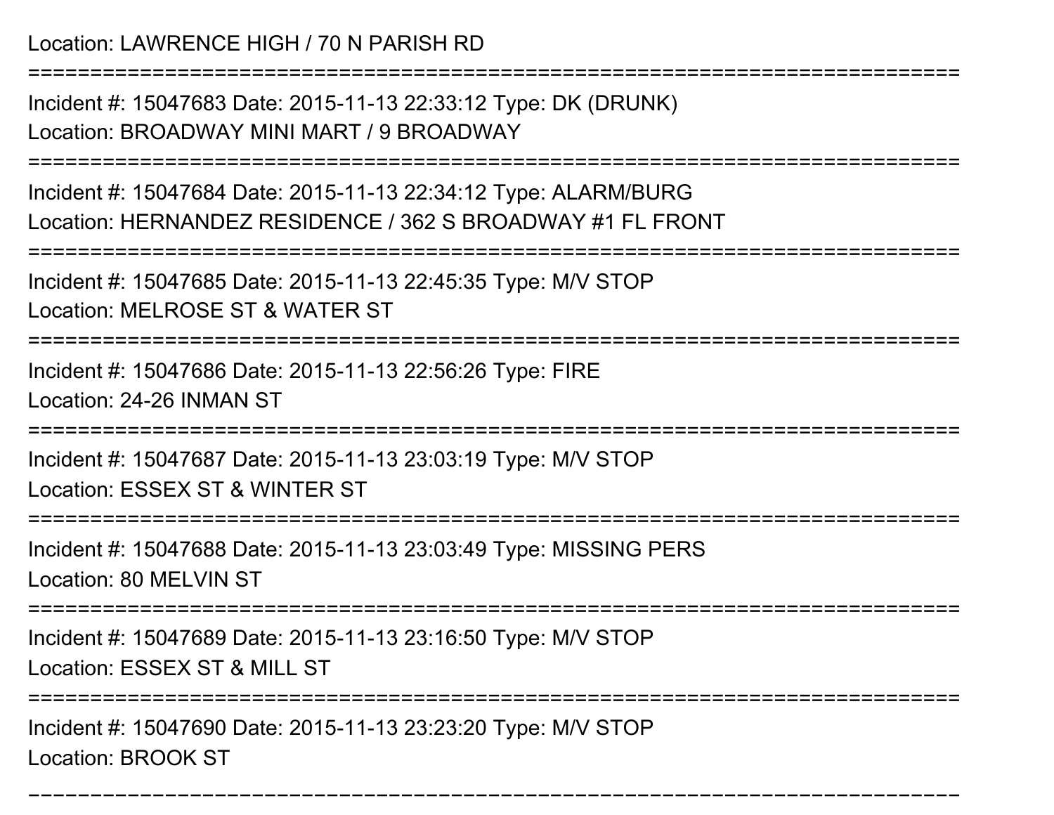Location: LAWRENCE HIGH / 70 N PARISH RD

===========================================================================

Incident #: 15047683 Date: 2015-11-13 22:33:12 Type: DK (DRUNK)
Location: BROADWAY MINI MART / 9 BROADWAY

===========================================================================

Incident #: 15047684 Date: 2015-11-13 22:34:12 Type: ALARM/BURG
Location: HERNANDEZ RESIDENCE / 362 S BROADWAY #1 FL FRONT

===========================================================================

Incident #: 15047685 Date: 2015-11-13 22:45:35 Type: M/V STOP
Location: MELROSE ST & WATER ST

===========================================================================

Incident #: 15047686 Date: 2015-11-13 22:56:26 Type: FIRE
Location: 24-26 INMAN ST

===========================================================================

Incident #: 15047687 Date: 2015-11-13 23:03:19 Type: M/V STOP
Location: ESSEX ST & WINTER ST

===========================================================================

Incident #: 15047688 Date: 2015-11-13 23:03:49 Type: MISSING PERS
Location: 80 MELVIN ST

===========================================================================

Incident #: 15047689 Date: 2015-11-13 23:16:50 Type: M/V STOP
Location: ESSEX ST & MILL ST

===========================================================================

Incident #: 15047690 Date: 2015-11-13 23:23:20 Type: M/V STOP
Location: BROOK ST

===========================================================================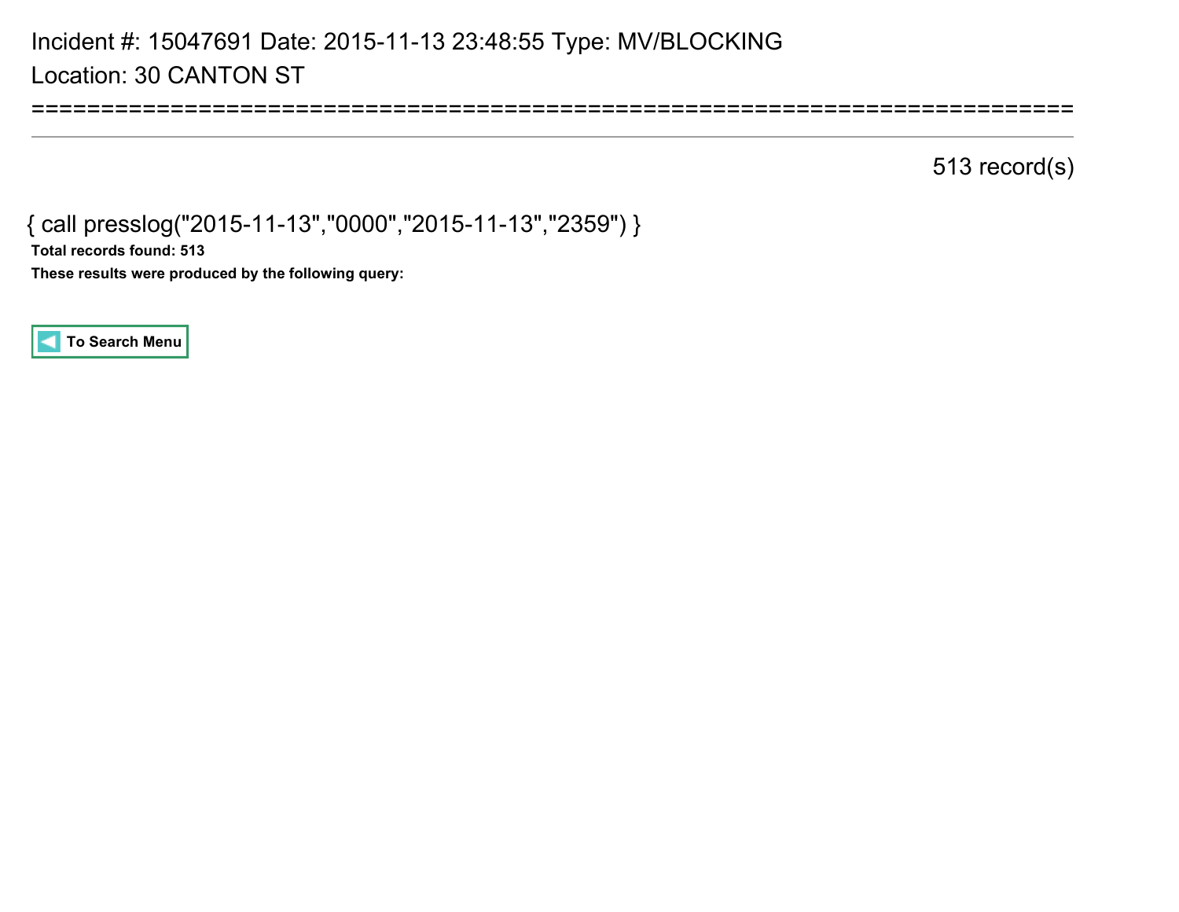Incident #: 15047691 Date: 2015-11-13 23:48:55 Type: MV/BLOCKING

Location: 30 CANTON ST

===========================================================================

513 record(s)

{ call presslog("2015-11-13","0000","2015-11-13","2359") }

**Total records found: 513**

**These results were produced by the following query:**

**To Search Menu**